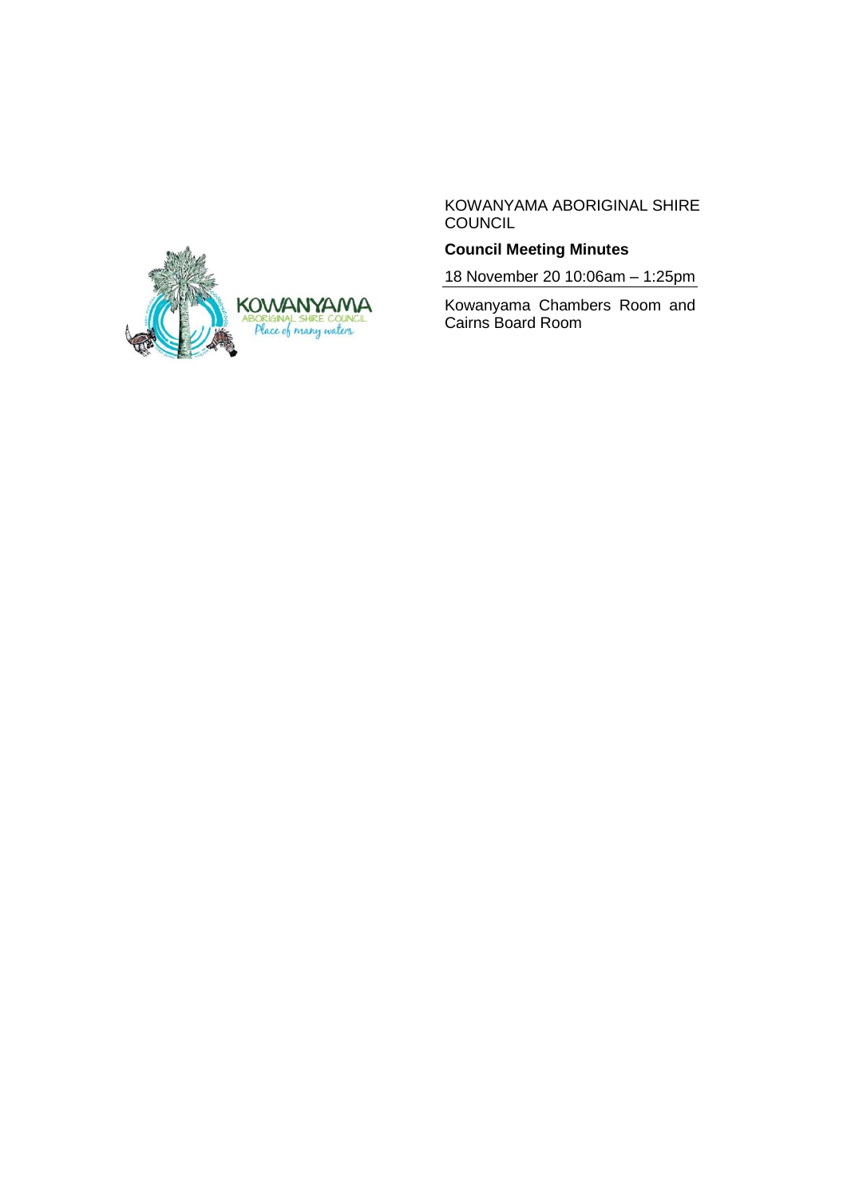KOWANYAMA ABORIGINAL SHIRE COUNCIL

**Council Meeting Minutes**

18 November 20 10:06am – 1:25pm

Kowanyama Chambers Room and Cairns Board Room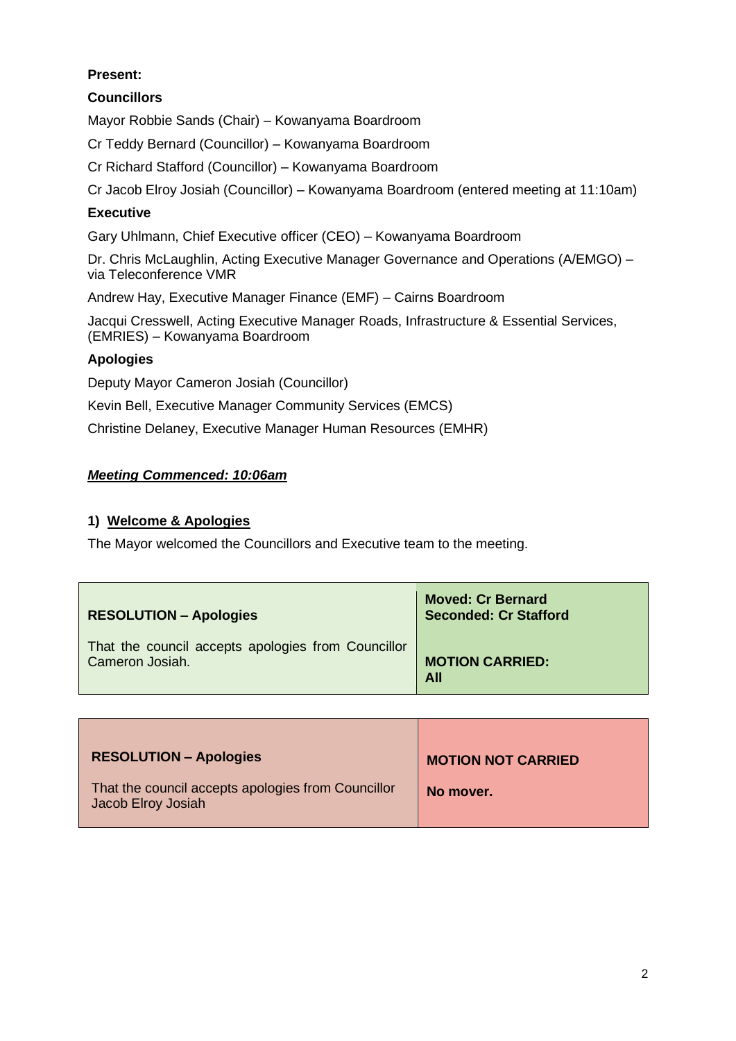**Present:**

**Councillors**

Mayor Robbie Sands (Chair) – Kowanyama Boardroom

Cr Teddy Bernard (Councillor) – Kowanyama Boardroom

Cr Richard Stafford (Councillor) – Kowanyama Boardroom

Cr Jacob Elroy Josiah (Councillor) – Kowanyama Boardroom (entered meeting at 11:10am)

**Executive**

Gary Uhlmann, Chief Executive officer (CEO) – Kowanyama Boardroom

Dr. Chris McLaughlin, Acting Executive Manager Governance and Operations (A/EMGO) – via Teleconference VMR

Andrew Hay, Executive Manager Finance (EMF) – Cairns Boardroom

Jacqui Cresswell, Acting Executive Manager Roads, Infrastructure & Essential Services, (EMRIES) – Kowanyama Boardroom

**Apologies**

Deputy Mayor Cameron Josiah (Councillor)

Kevin Bell, Executive Manager Community Services (EMCS)

Christine Delaney, Executive Manager Human Resources (EMHR)

***Meeting Commenced: 10:06am***

## 1) Welcome & Apologies

The Mayor welcomed the Councillors and Executive team to the meeting.

| **RESOLUTION – Apologies** | **Moved: Cr Bernard**<br>**Seconded: Cr Stafford** |
|---|---|
| That the council accepts apologies from Councillor Cameron Josiah. | **MOTION CARRIED: All** |

| **RESOLUTION – Apologies** | **MOTION NOT CARRIED** |
|---|---|
| That the council accepts apologies from Councillor Jacob Elroy Josiah | **No mover.** |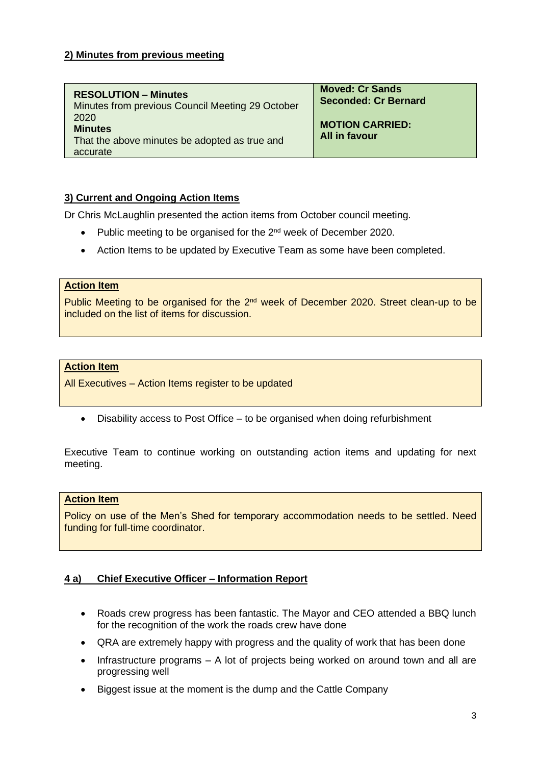## 2) Minutes from previous meeting

| **RESOLUTION – Minutes**<br>Minutes from previous Council Meeting 29 October 2020<br>**Minutes**<br>That the above minutes be adopted as true and accurate | **Moved: Cr Sands**<br>**Seconded: Cr Bernard**<br><br>**MOTION CARRIED:**<br>**All in favour** |
|---|---|

## 3) Current and Ongoing Action Items

Dr Chris McLaughlin presented the action items from October council meeting.

- Public meeting to be organised for the 2nd week of December 2020.
- Action Items to be updated by Executive Team as some have been completed.

**Action Item**

Public Meeting to be organised for the 2nd week of December 2020. Street clean-up to be included on the list of items for discussion.

**Action Item**

All Executives – Action Items register to be updated

- Disability access to Post Office – to be organised when doing refurbishment

Executive Team to continue working on outstanding action items and updating for next meeting.

**Action Item**

Policy on use of the Men's Shed for temporary accommodation needs to be settled. Need funding for full-time coordinator.

## 4 a) Chief Executive Officer – Information Report

- Roads crew progress has been fantastic. The Mayor and CEO attended a BBQ lunch for the recognition of the work the roads crew have done
- QRA are extremely happy with progress and the quality of work that has been done
- Infrastructure programs – A lot of projects being worked on around town and all are progressing well
- Biggest issue at the moment is the dump and the Cattle Company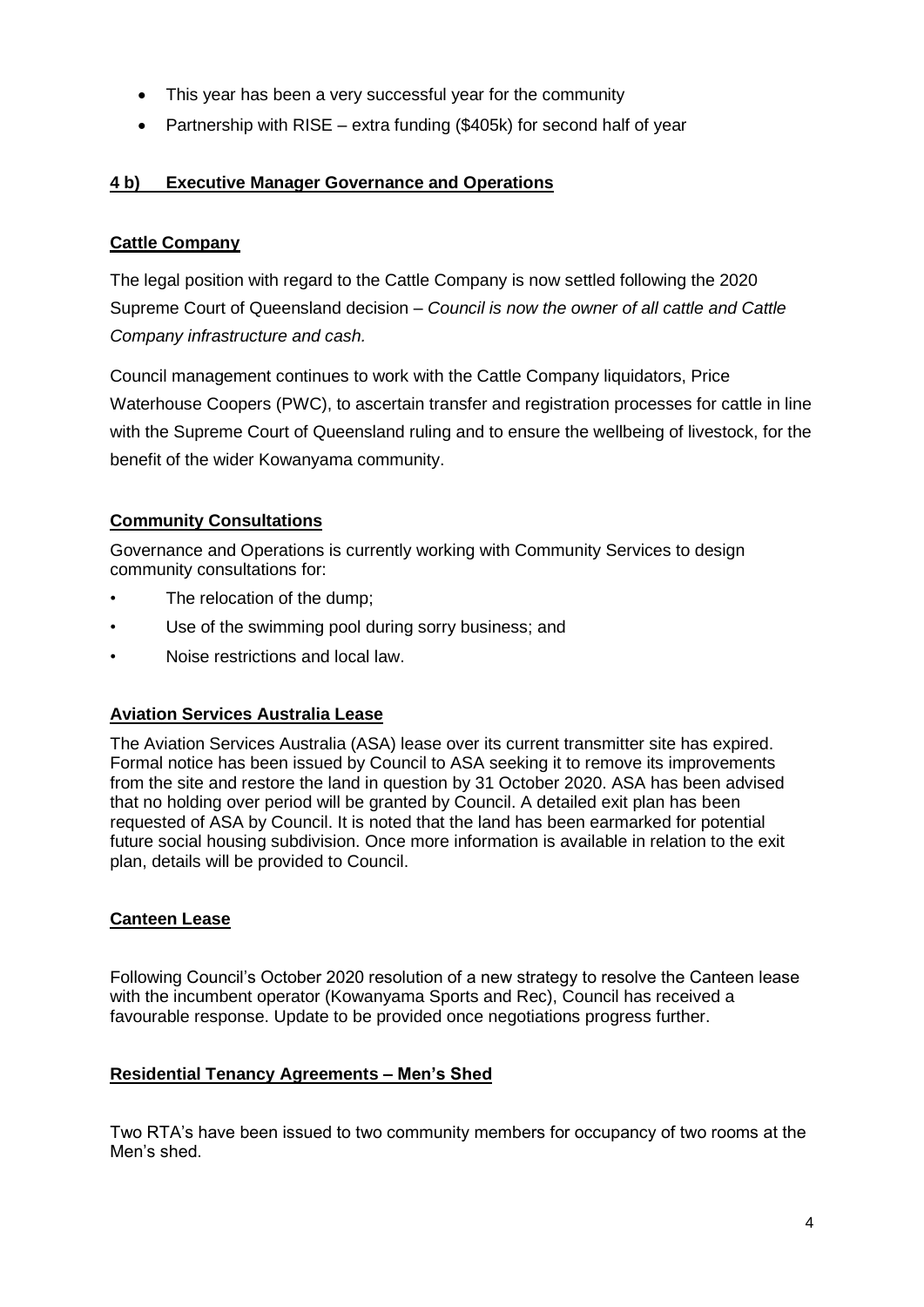- This year has been a very successful year for the community
- Partnership with RISE – extra funding ($405k) for second half of year

## 4 b) Executive Manager Governance and Operations

### Cattle Company

The legal position with regard to the Cattle Company is now settled following the 2020 Supreme Court of Queensland decision – *Council is now the owner of all cattle and Cattle Company infrastructure and cash.*

Council management continues to work with the Cattle Company liquidators, Price Waterhouse Coopers (PWC), to ascertain transfer and registration processes for cattle in line with the Supreme Court of Queensland ruling and to ensure the wellbeing of livestock, for the benefit of the wider Kowanyama community.

### Community Consultations

Governance and Operations is currently working with Community Services to design community consultations for:

- The relocation of the dump;
- Use of the swimming pool during sorry business; and
- Noise restrictions and local law.

### Aviation Services Australia Lease

The Aviation Services Australia (ASA) lease over its current transmitter site has expired. Formal notice has been issued by Council to ASA seeking it to remove its improvements from the site and restore the land in question by 31 October 2020. ASA has been advised that no holding over period will be granted by Council. A detailed exit plan has been requested of ASA by Council. It is noted that the land has been earmarked for potential future social housing subdivision. Once more information is available in relation to the exit plan, details will be provided to Council.

### Canteen Lease

Following Council's October 2020 resolution of a new strategy to resolve the Canteen lease with the incumbent operator (Kowanyama Sports and Rec), Council has received a favourable response. Update to be provided once negotiations progress further.

### Residential Tenancy Agreements – Men's Shed

Two RTA's have been issued to two community members for occupancy of two rooms at the Men's shed.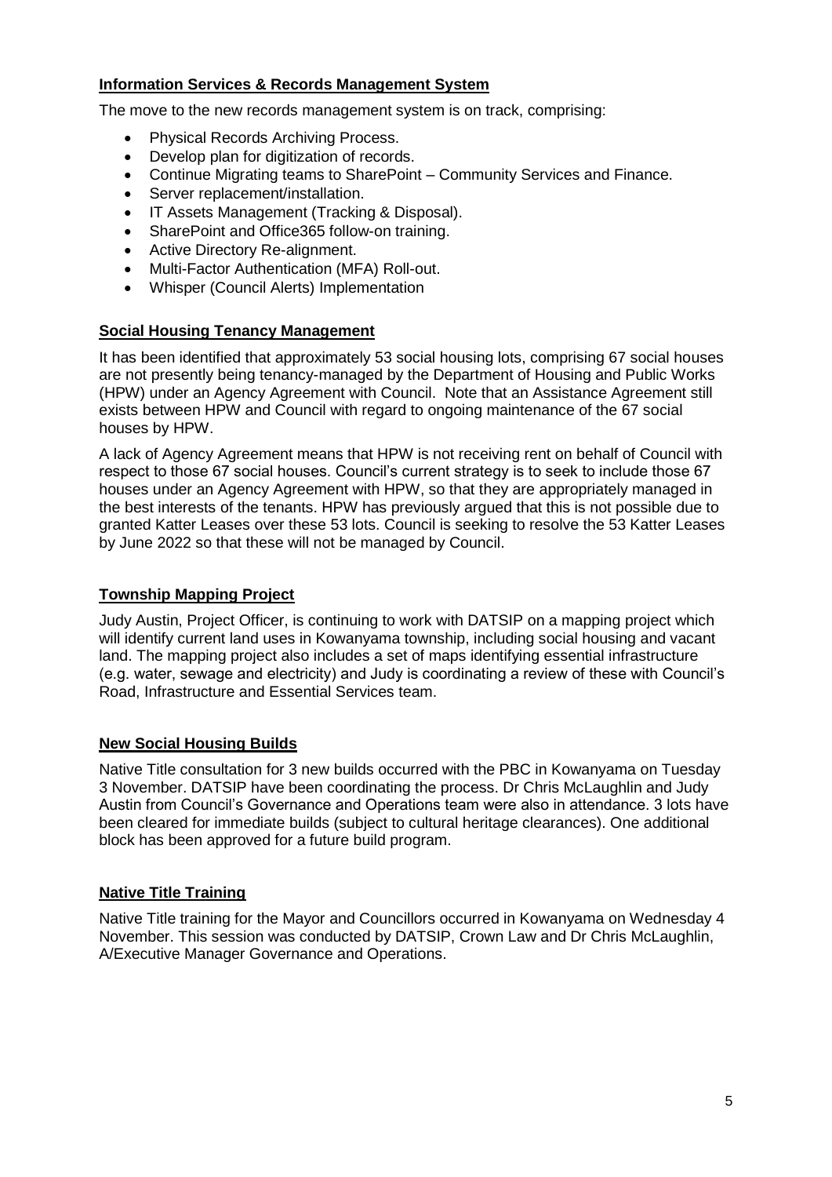## Information Services & Records Management System

The move to the new records management system is on track, comprising:

- Physical Records Archiving Process.
- Develop plan for digitization of records.
- Continue Migrating teams to SharePoint – Community Services and Finance.
- Server replacement/installation.
- IT Assets Management (Tracking & Disposal).
- SharePoint and Office365 follow-on training.
- Active Directory Re-alignment.
- Multi-Factor Authentication (MFA) Roll-out.
- Whisper (Council Alerts) Implementation

## Social Housing Tenancy Management

It has been identified that approximately 53 social housing lots, comprising 67 social houses are not presently being tenancy-managed by the Department of Housing and Public Works (HPW) under an Agency Agreement with Council. Note that an Assistance Agreement still exists between HPW and Council with regard to ongoing maintenance of the 67 social houses by HPW.

A lack of Agency Agreement means that HPW is not receiving rent on behalf of Council with respect to those 67 social houses. Council's current strategy is to seek to include those 67 houses under an Agency Agreement with HPW, so that they are appropriately managed in the best interests of the tenants. HPW has previously argued that this is not possible due to granted Katter Leases over these 53 lots. Council is seeking to resolve the 53 Katter Leases by June 2022 so that these will not be managed by Council.

## Township Mapping Project

Judy Austin, Project Officer, is continuing to work with DATSIP on a mapping project which will identify current land uses in Kowanyama township, including social housing and vacant land. The mapping project also includes a set of maps identifying essential infrastructure (e.g. water, sewage and electricity) and Judy is coordinating a review of these with Council's Road, Infrastructure and Essential Services team.

## New Social Housing Builds

Native Title consultation for 3 new builds occurred with the PBC in Kowanyama on Tuesday 3 November. DATSIP have been coordinating the process. Dr Chris McLaughlin and Judy Austin from Council's Governance and Operations team were also in attendance. 3 lots have been cleared for immediate builds (subject to cultural heritage clearances). One additional block has been approved for a future build program.

## Native Title Training

Native Title training for the Mayor and Councillors occurred in Kowanyama on Wednesday 4 November. This session was conducted by DATSIP, Crown Law and Dr Chris McLaughlin, A/Executive Manager Governance and Operations.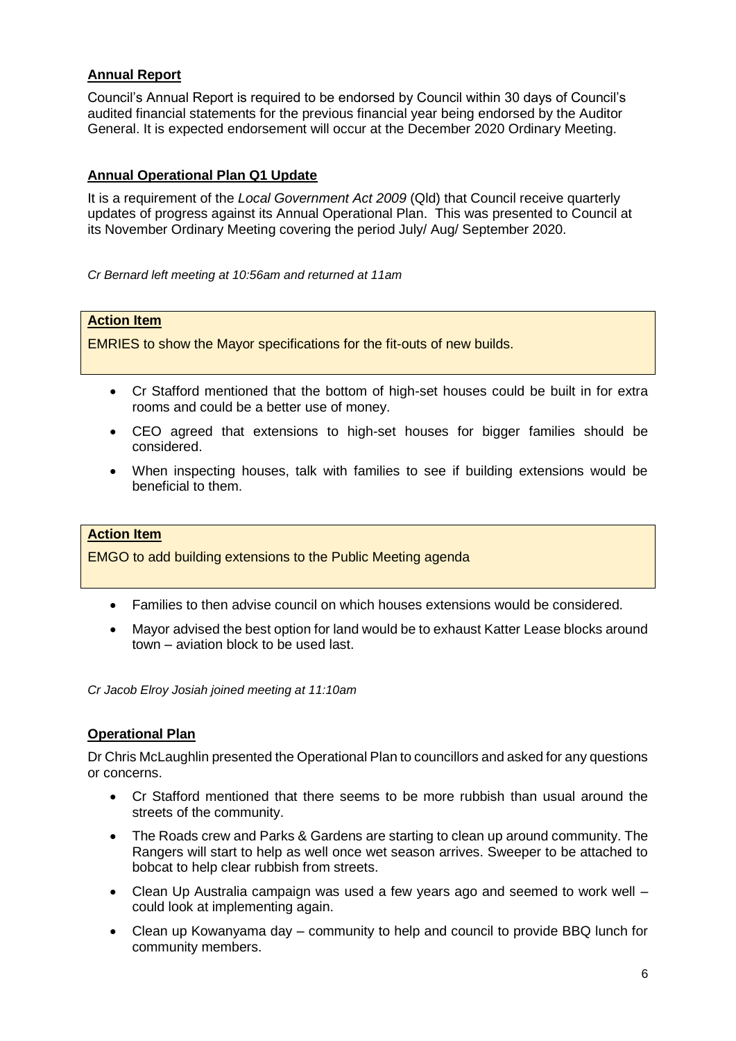**Annual Report**

Council's Annual Report is required to be endorsed by Council within 30 days of Council's audited financial statements for the previous financial year being endorsed by the Auditor General. It is expected endorsement will occur at the December 2020 Ordinary Meeting.

**Annual Operational Plan Q1 Update**

It is a requirement of the *Local Government Act 2009* (Qld) that Council receive quarterly updates of progress against its Annual Operational Plan. This was presented to Council at its November Ordinary Meeting covering the period July/ Aug/ September 2020.

*Cr Bernard left meeting at 10:56am and returned at 11am*

> **Action Item**
>
> EMRIES to show the Mayor specifications for the fit-outs of new builds.

- Cr Stafford mentioned that the bottom of high-set houses could be built in for extra rooms and could be a better use of money.
- CEO agreed that extensions to high-set houses for bigger families should be considered.
- When inspecting houses, talk with families to see if building extensions would be beneficial to them.

> **Action Item**
>
> EMGO to add building extensions to the Public Meeting agenda

- Families to then advise council on which houses extensions would be considered.
- Mayor advised the best option for land would be to exhaust Katter Lease blocks around town – aviation block to be used last.

*Cr Jacob Elroy Josiah joined meeting at 11:10am*

**Operational Plan**

Dr Chris McLaughlin presented the Operational Plan to councillors and asked for any questions or concerns.

- Cr Stafford mentioned that there seems to be more rubbish than usual around the streets of the community.
- The Roads crew and Parks & Gardens are starting to clean up around community. The Rangers will start to help as well once wet season arrives. Sweeper to be attached to bobcat to help clear rubbish from streets.
- Clean Up Australia campaign was used a few years ago and seemed to work well – could look at implementing again.
- Clean up Kowanyama day – community to help and council to provide BBQ lunch for community members.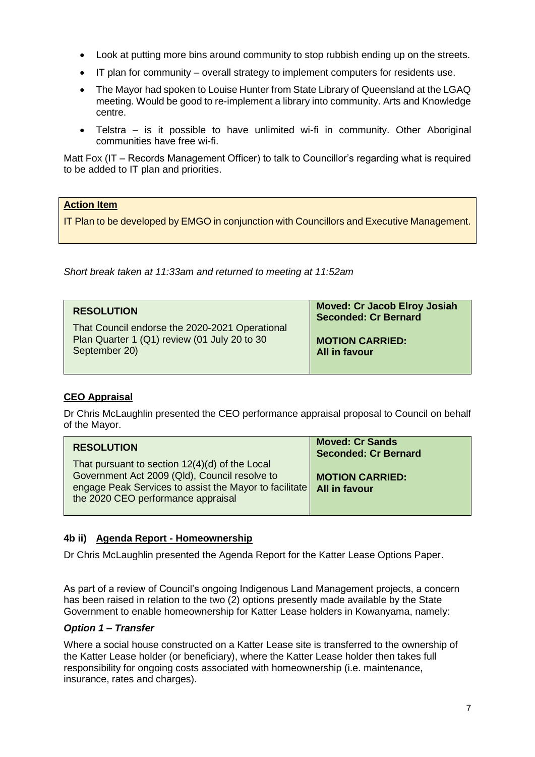- Look at putting more bins around community to stop rubbish ending up on the streets.
- IT plan for community – overall strategy to implement computers for residents use.
- The Mayor had spoken to Louise Hunter from State Library of Queensland at the LGAQ meeting. Would be good to re-implement a library into community. Arts and Knowledge centre.
- Telstra – is it possible to have unlimited wi-fi in community. Other Aboriginal communities have free wi-fi.

Matt Fox (IT – Records Management Officer) to talk to Councillor's regarding what is required to be added to IT plan and priorities.

| **Action Item** |
|---|
| IT Plan to be developed by EMGO in conjunction with Councillors and Executive Management. |

*Short break taken at 11:33am and returned to meeting at 11:52am*

| **RESOLUTION** | **Moved: Cr Jacob Elroy Josiah**<br>**Seconded: Cr Bernard** |
|---|---|
| That Council endorse the 2020-2021 Operational Plan Quarter 1 (Q1) review (01 July 20 to 30 September 20) | **MOTION CARRIED:**<br>**All in favour** |

**CEO Appraisal**

Dr Chris McLaughlin presented the CEO performance appraisal proposal to Council on behalf of the Mayor.

| **RESOLUTION** | **Moved: Cr Sands**<br>**Seconded: Cr Bernard** |
|---|---|
| That pursuant to section 12(4)(d) of the Local Government Act 2009 (Qld), Council resolve to engage Peak Services to assist the Mayor to facilitate the 2020 CEO performance appraisal | **MOTION CARRIED:**<br>**All in favour** |

### 4b ii) Agenda Report - Homeownership

Dr Chris McLaughlin presented the Agenda Report for the Katter Lease Options Paper.

As part of a review of Council's ongoing Indigenous Land Management projects, a concern has been raised in relation to the two (2) options presently made available by the State Government to enable homeownership for Katter Lease holders in Kowanyama, namely:

***Option 1 – Transfer***

Where a social house constructed on a Katter Lease site is transferred to the ownership of the Katter Lease holder (or beneficiary), where the Katter Lease holder then takes full responsibility for ongoing costs associated with homeownership (i.e. maintenance, insurance, rates and charges).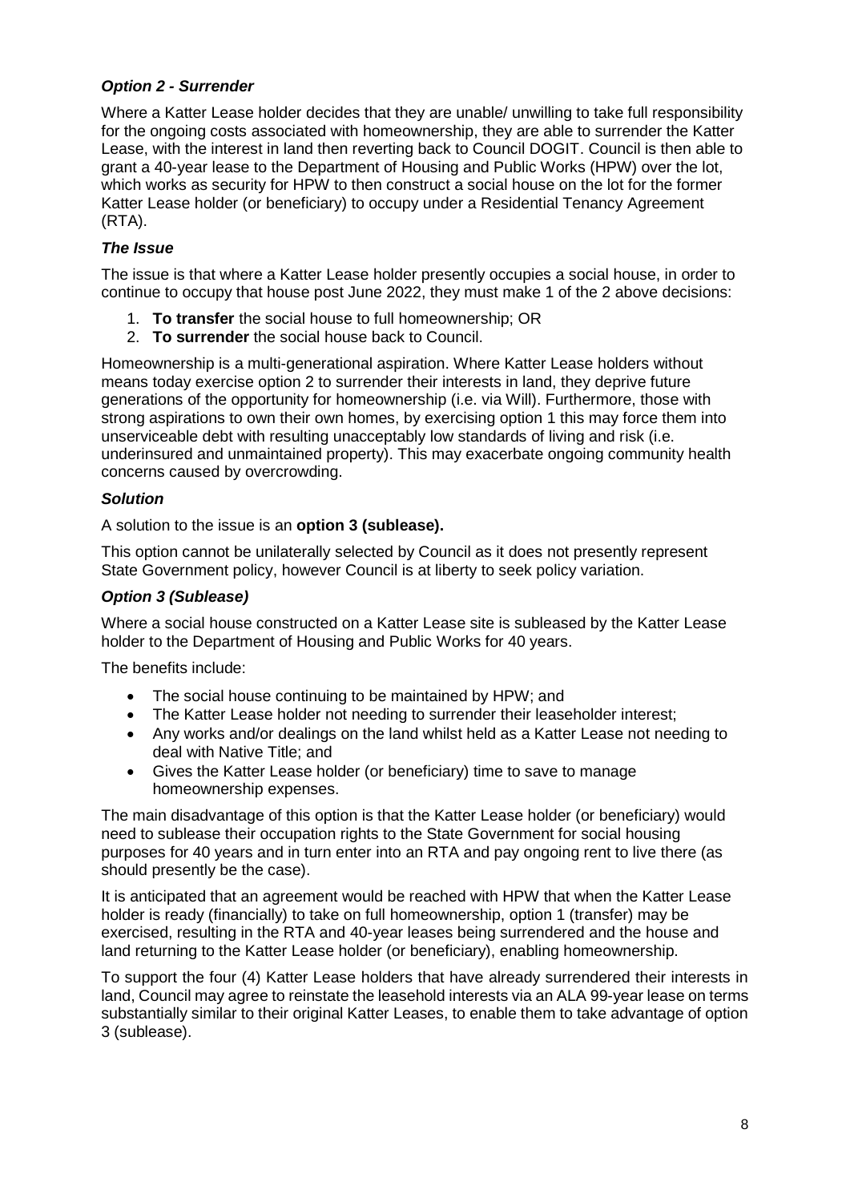***Option 2 - Surrender***

Where a Katter Lease holder decides that they are unable/ unwilling to take full responsibility for the ongoing costs associated with homeownership, they are able to surrender the Katter Lease, with the interest in land then reverting back to Council DOGIT. Council is then able to grant a 40-year lease to the Department of Housing and Public Works (HPW) over the lot, which works as security for HPW to then construct a social house on the lot for the former Katter Lease holder (or beneficiary) to occupy under a Residential Tenancy Agreement (RTA).

***The Issue***

The issue is that where a Katter Lease holder presently occupies a social house, in order to continue to occupy that house post June 2022, they must make 1 of the 2 above decisions:

1. **To transfer** the social house to full homeownership; OR
2. **To surrender** the social house back to Council.

Homeownership is a multi-generational aspiration. Where Katter Lease holders without means today exercise option 2 to surrender their interests in land, they deprive future generations of the opportunity for homeownership (i.e. via Will). Furthermore, those with strong aspirations to own their own homes, by exercising option 1 this may force them into unserviceable debt with resulting unacceptably low standards of living and risk (i.e. underinsured and unmaintained property). This may exacerbate ongoing community health concerns caused by overcrowding.

***Solution***

A solution to the issue is an **option 3 (sublease).**

This option cannot be unilaterally selected by Council as it does not presently represent State Government policy, however Council is at liberty to seek policy variation.

***Option 3 (Sublease)***

Where a social house constructed on a Katter Lease site is subleased by the Katter Lease holder to the Department of Housing and Public Works for 40 years.

The benefits include:

- The social house continuing to be maintained by HPW; and
- The Katter Lease holder not needing to surrender their leaseholder interest;
- Any works and/or dealings on the land whilst held as a Katter Lease not needing to deal with Native Title; and
- Gives the Katter Lease holder (or beneficiary) time to save to manage homeownership expenses.

The main disadvantage of this option is that the Katter Lease holder (or beneficiary) would need to sublease their occupation rights to the State Government for social housing purposes for 40 years and in turn enter into an RTA and pay ongoing rent to live there (as should presently be the case).

It is anticipated that an agreement would be reached with HPW that when the Katter Lease holder is ready (financially) to take on full homeownership, option 1 (transfer) may be exercised, resulting in the RTA and 40-year leases being surrendered and the house and land returning to the Katter Lease holder (or beneficiary), enabling homeownership.

To support the four (4) Katter Lease holders that have already surrendered their interests in land, Council may agree to reinstate the leasehold interests via an ALA 99-year lease on terms substantially similar to their original Katter Leases, to enable them to take advantage of option 3 (sublease).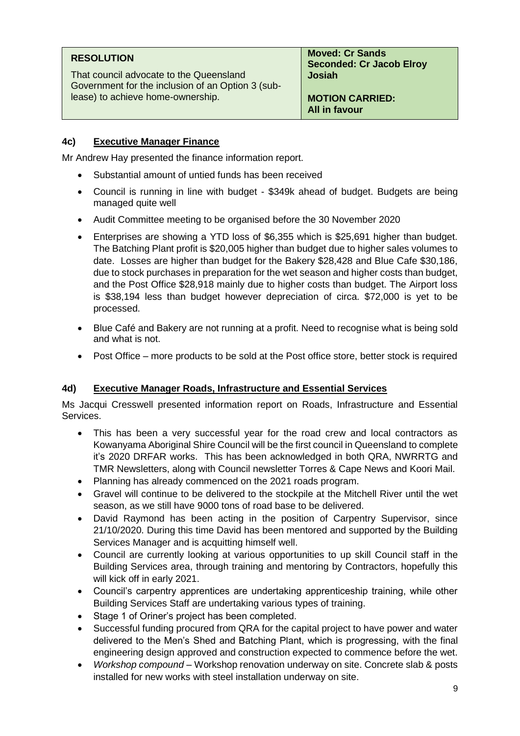| **RESOLUTION**<br><br>That council advocate to the Queensland Government for the inclusion of an Option 3 (sub-lease) to achieve home-ownership. | **Moved: Cr Sands**<br>**Seconded: Cr Jacob Elroy Josiah**<br><br>**MOTION CARRIED:**<br>**All in favour** |
|---|---|

### 4c) Executive Manager Finance

Mr Andrew Hay presented the finance information report.

- Substantial amount of untied funds has been received
- Council is running in line with budget - $349k ahead of budget. Budgets are being managed quite well
- Audit Committee meeting to be organised before the 30 November 2020
- Enterprises are showing a YTD loss of $6,355 which is $25,691 higher than budget. The Batching Plant profit is $20,005 higher than budget due to higher sales volumes to date. Losses are higher than budget for the Bakery $28,428 and Blue Cafe $30,186, due to stock purchases in preparation for the wet season and higher costs than budget, and the Post Office $28,918 mainly due to higher costs than budget. The Airport loss is $38,194 less than budget however depreciation of circa. $72,000 is yet to be processed.
- Blue Café and Bakery are not running at a profit. Need to recognise what is being sold and what is not.
- Post Office – more products to be sold at the Post office store, better stock is required

### 4d) Executive Manager Roads, Infrastructure and Essential Services

Ms Jacqui Cresswell presented information report on Roads, Infrastructure and Essential Services.

- This has been a very successful year for the road crew and local contractors as Kowanyama Aboriginal Shire Council will be the first council in Queensland to complete it's 2020 DRFAR works. This has been acknowledged in both QRA, NWRRTG and TMR Newsletters, along with Council newsletter Torres & Cape News and Koori Mail.
- Planning has already commenced on the 2021 roads program.
- Gravel will continue to be delivered to the stockpile at the Mitchell River until the wet season, as we still have 9000 tons of road base to be delivered.
- David Raymond has been acting in the position of Carpentry Supervisor, since 21/10/2020. During this time David has been mentored and supported by the Building Services Manager and is acquitting himself well.
- Council are currently looking at various opportunities to up skill Council staff in the Building Services area, through training and mentoring by Contractors, hopefully this will kick off in early 2021.
- Council's carpentry apprentices are undertaking apprenticeship training, while other Building Services Staff are undertaking various types of training.
- Stage 1 of Oriner's project has been completed.
- Successful funding procured from QRA for the capital project to have power and water delivered to the Men's Shed and Batching Plant, which is progressing, with the final engineering design approved and construction expected to commence before the wet.
- *Workshop compound* – Workshop renovation underway on site. Concrete slab & posts installed for new works with steel installation underway on site.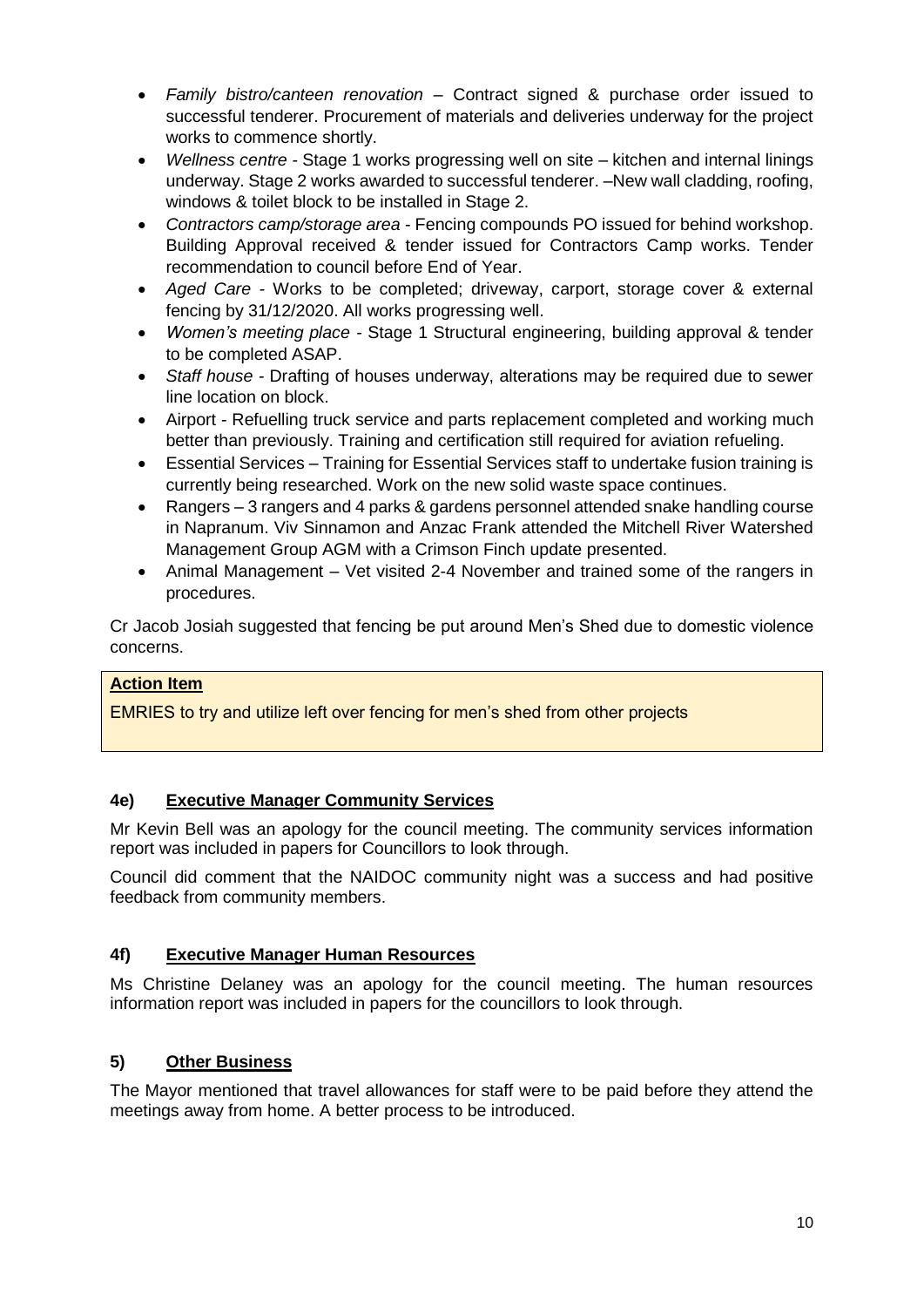- *Family bistro/canteen renovation* – Contract signed & purchase order issued to successful tenderer. Procurement of materials and deliveries underway for the project works to commence shortly.
- *Wellness centre* - Stage 1 works progressing well on site – kitchen and internal linings underway. Stage 2 works awarded to successful tenderer. –New wall cladding, roofing, windows & toilet block to be installed in Stage 2.
- *Contractors camp/storage area* - Fencing compounds PO issued for behind workshop. Building Approval received & tender issued for Contractors Camp works. Tender recommendation to council before End of Year.
- *Aged Care* - Works to be completed; driveway, carport, storage cover & external fencing by 31/12/2020. All works progressing well.
- *Women's meeting place* - Stage 1 Structural engineering, building approval & tender to be completed ASAP.
- *Staff house* - Drafting of houses underway, alterations may be required due to sewer line location on block.
- Airport - Refuelling truck service and parts replacement completed and working much better than previously. Training and certification still required for aviation refueling.
- Essential Services – Training for Essential Services staff to undertake fusion training is currently being researched. Work on the new solid waste space continues.
- Rangers – 3 rangers and 4 parks & gardens personnel attended snake handling course in Napranum. Viv Sinnamon and Anzac Frank attended the Mitchell River Watershed Management Group AGM with a Crimson Finch update presented.
- Animal Management – Vet visited 2-4 November and trained some of the rangers in procedures.

Cr Jacob Josiah suggested that fencing be put around Men's Shed due to domestic violence concerns.

**Action Item**

EMRIES to try and utilize left over fencing for men's shed from other projects

## 4e) Executive Manager Community Services

Mr Kevin Bell was an apology for the council meeting. The community services information report was included in papers for Councillors to look through.

Council did comment that the NAIDOC community night was a success and had positive feedback from community members.

## 4f) Executive Manager Human Resources

Ms Christine Delaney was an apology for the council meeting. The human resources information report was included in papers for the councillors to look through.

## 5) Other Business

The Mayor mentioned that travel allowances for staff were to be paid before they attend the meetings away from home. A better process to be introduced.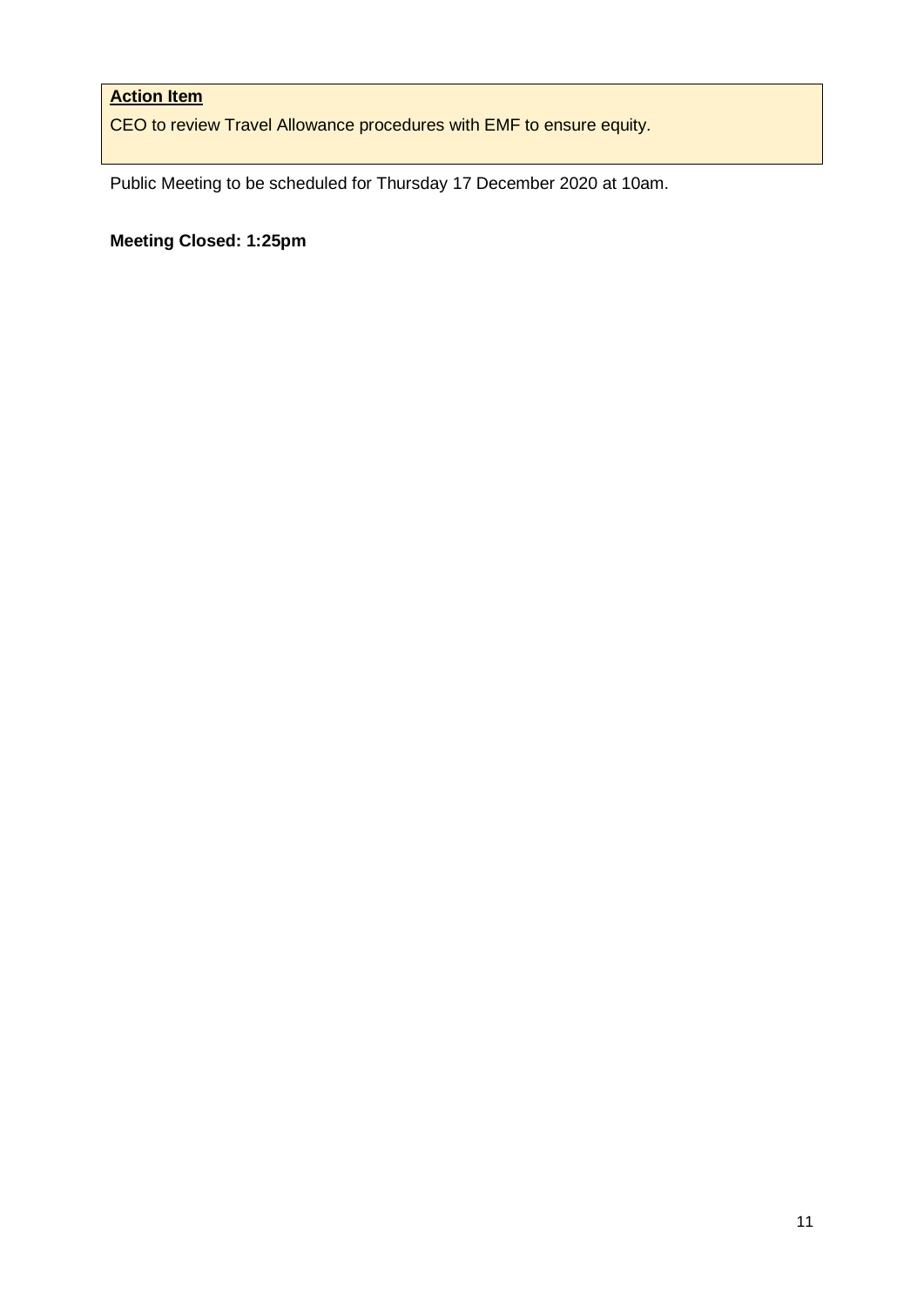**<u>Action Item</u>**

CEO to review Travel Allowance procedures with EMF to ensure equity.

Public Meeting to be scheduled for Thursday 17 December 2020 at 10am.

**Meeting Closed: 1:25pm**